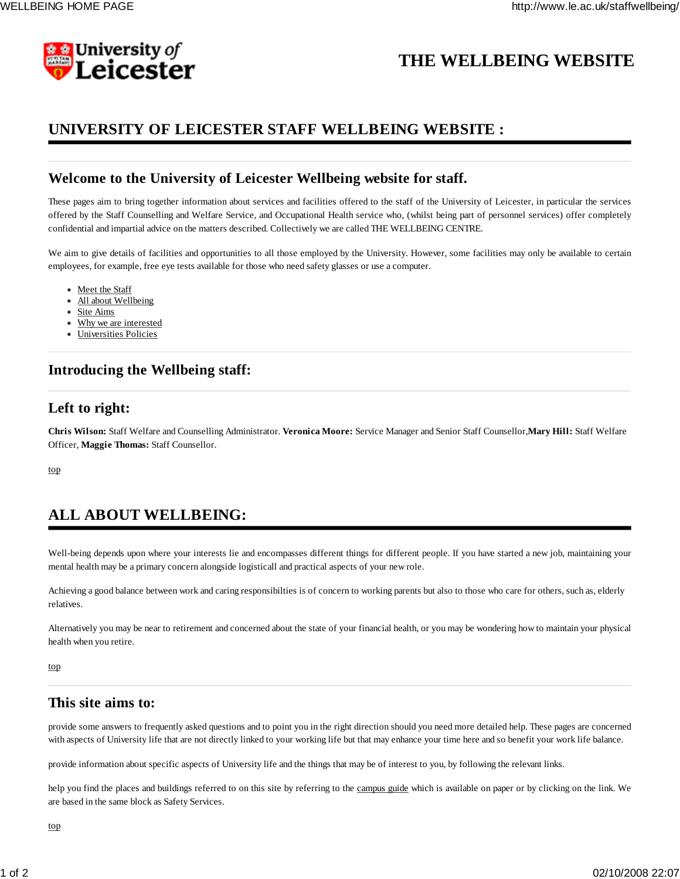University of Leicester

# THE WELLBEING WEBSITE

## UNIVERSITY OF LEICESTER STAFF WELLBEING WEBSITE :

### Welcome to the University of Leicester Wellbeing website for staff.

These pages aim to bring together information about services and facilities offered to the staff of the University of Leicester, in particular the services offered by the Staff Counselling and Welfare Service, and Occupational Health service who, (whilst being part of personnel services) offer completely confidential and impartial advice on the matters described. Collectively we are called THE WELLBEING CENTRE.

We aim to give details of facilities and opportunities to all those employed by the University. However, some facilities may only be available to certain employees, for example, free eye tests available for those who need safety glasses or use a computer.

- Meet the Staff
- All about Wellbeing
- Site Aims
- Why we are interested
- Universities Policies

### Introducing the Wellbeing staff:

### Left to right:

**Chris Wilson:** Staff Welfare and Counselling Administrator. **Veronica Moore:** Service Manager and Senior Staff Counsellor,**Mary Hill:** Staff Welfare Officer, **Maggie Thomas:** Staff Counsellor.

top

## ALL ABOUT WELLBEING:

Well-being depends upon where your interests lie and encompasses different things for different people. If you have started a new job, maintaining your mental health may be a primary concern alongside logisticall and practical aspects of your new role.

Achieving a good balance between work and caring responsibilties is of concern to working parents but also to those who care for others, such as, elderly relatives.

Alternatively you may be near to retirement and concerned about the state of your financial health, or you may be wondering how to maintain your physical health when you retire.

top

### This site aims to:

provide some answers to frequently asked questions and to point you in the right direction should you need more detailed help. These pages are concerned with aspects of University life that are not directly linked to your working life but that may enhance your time here and so benefit your work life balance.

provide information about specific aspects of University life and the things that may be of interest to you, by following the relevant links.

help you find the places and buildings referred to on this site by referring to the campus guide which is available on paper or by clicking on the link. We are based in the same block as Safety Services.

top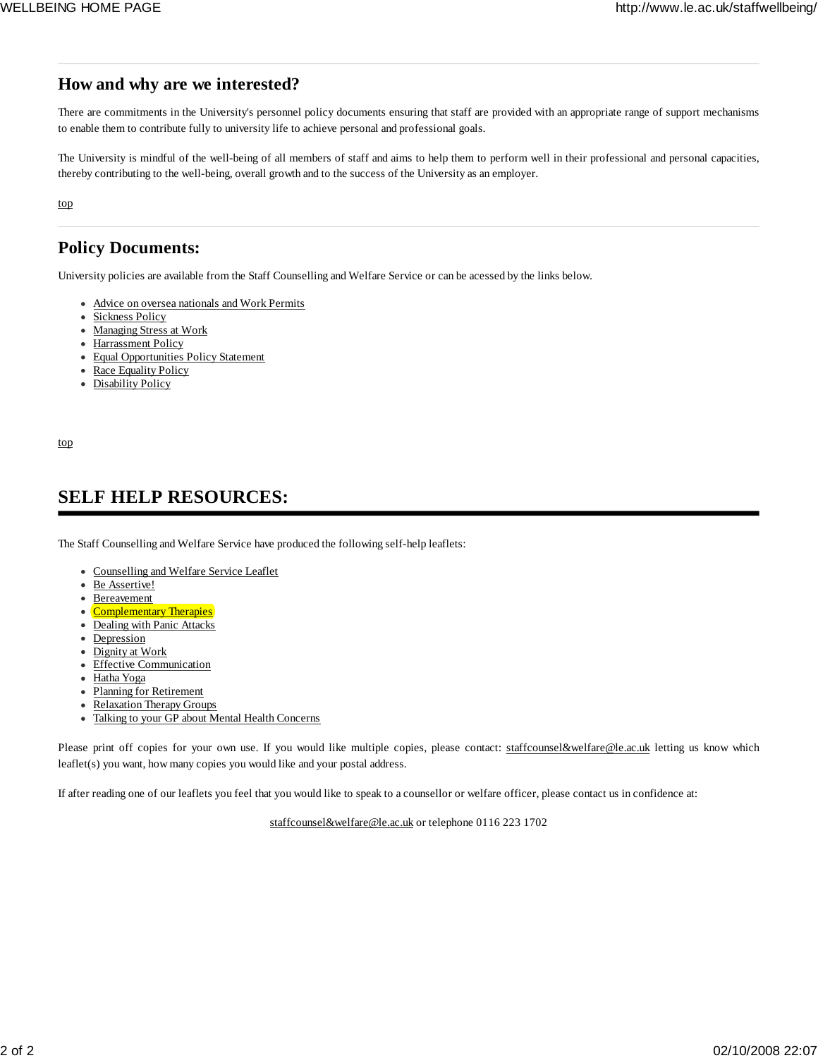## How and why are we interested?

There are commitments in the University's personnel policy documents ensuring that staff are provided with an appropriate range of support mechanisms to enable them to contribute fully to university life to achieve personal and professional goals.

The University is mindful of the well-being of all members of staff and aims to help them to perform well in their professional and personal capacities, thereby contributing to the well-being, overall growth and to the success of the University as an employer.

top

## Policy Documents:

University policies are available from the Staff Counselling and Welfare Service or can be acessed by the links below.

- Advice on oversea nationals and Work Permits
- Sickness Policy
- Managing Stress at Work
- Harrassment Policy
- Equal Opportunities Policy Statement
- Race Equality Policy
- Disability Policy

top

# SELF HELP RESOURCES:

The Staff Counselling and Welfare Service have produced the following self-help leaflets:

- Counselling and Welfare Service Leaflet
- Be Assertive!
- Bereavement
- Complementary Therapies
- Dealing with Panic Attacks
- Depression
- Dignity at Work
- Effective Communication
- Hatha Yoga
- Planning for Retirement
- Relaxation Therapy Groups
- Talking to your GP about Mental Health Concerns

Please print off copies for your own use. If you would like multiple copies, please contact: staffcounsel&welfare@le.ac.uk letting us know which leaflet(s) you want, how many copies you would like and your postal address.

If after reading one of our leaflets you feel that you would like to speak to a counsellor or welfare officer, please contact us in confidence at:

staffcounsel&welfare@le.ac.uk or telephone 0116 223 1702